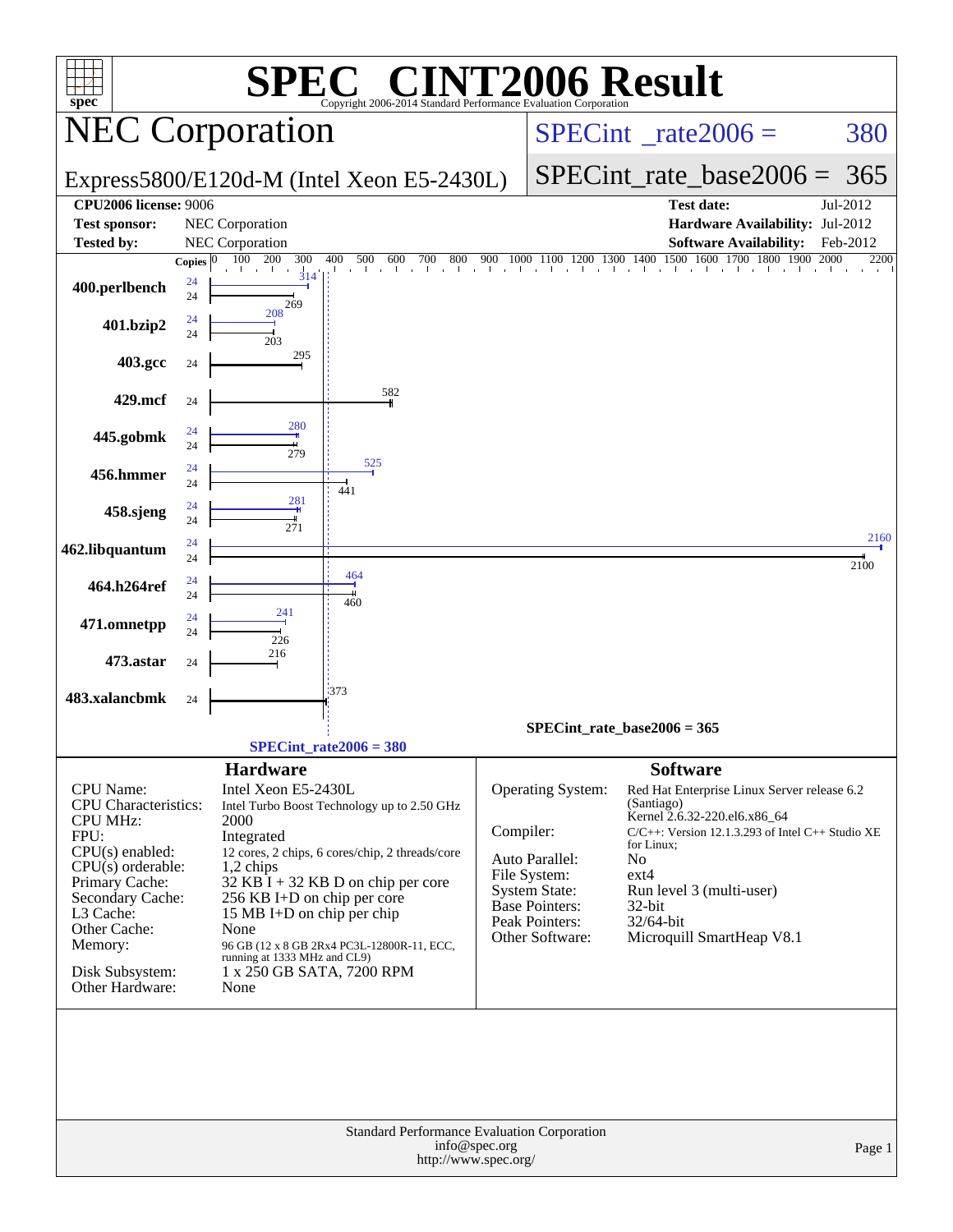# SPEC® CINT2006 Result

Copyright 2006-2014 Standard Performance Evaluation Corporation

## NEC Corporation

Express5800/E120d-M (Intel Xeon E5-2430L)

SPECint_rate2006 = 380

SPECint_rate_base2006 = 365

| | | | |
|---|---|---|---|
| **CPU2006 license:** 9006 | | **Test date:** | Jul-2012 |
| **Test sponsor:** | NEC Corporation | **Hardware Availability:** | Jul-2012 |
| **Tested by:** | NEC Corporation | **Software Availability:** | Feb-2012 |

| Benchmark | Copies (peak) | Peak | Copies (base) | Base |
|---|---|---|---|---|
| 400.perlbench | 24 | 314 | 24 | 269 |
| 401.bzip2 | 24 | 208 | 24 | 203 |
| 403.gcc | | | 24 | 295 |
| 429.mcf | | | 24 | 582 |
| 445.gobmk | 24 | 280 | 24 | 279 |
| 456.hmmer | 24 | 525 | 24 | 441 |
| 458.sjeng | 24 | 281 | 24 | 271 |
| 462.libquantum | 24 | 2160 | 24 | 2100 |
| 464.h264ref | 24 | 464 | 24 | 460 |
| 471.omnetpp | 24 | 241 | 24 | 226 |
| 473.astar | | | 24 | 216 |
| 483.xalancbmk | | | 24 | 373 |

SPECint_rate_base2006 = 365

SPECint_rate2006 = 380

### Hardware

| | |
|---|---|
| CPU Name: | Intel Xeon E5-2430L |
| CPU Characteristics: | Intel Turbo Boost Technology up to 2.50 GHz |
| CPU MHz: | 2000 |
| FPU: | Integrated |
| CPU(s) enabled: | 12 cores, 2 chips, 6 cores/chip, 2 threads/core |
| CPU(s) orderable: | 1,2 chips |
| Primary Cache: | 32 KB I + 32 KB D on chip per core |
| Secondary Cache: | 256 KB I+D on chip per core |
| L3 Cache: | 15 MB I+D on chip per chip |
| Other Cache: | None |
| Memory: | 96 GB (12 x 8 GB 2Rx4 PC3L-12800R-11, ECC, running at 1333 MHz and CL9) |
| Disk Subsystem: | 1 x 250 GB SATA, 7200 RPM |
| Other Hardware: | None |

### Software

| | |
|---|---|
| Operating System: | Red Hat Enterprise Linux Server release 6.2 (Santiago) Kernel 2.6.32-220.el6.x86_64 |
| Compiler: | C/C++: Version 12.1.3.293 of Intel C++ Studio XE for Linux; |
| Auto Parallel: | No |
| File System: | ext4 |
| System State: | Run level 3 (multi-user) |
| Base Pointers: | 32-bit |
| Peak Pointers: | 32/64-bit |
| Other Software: | Microquill SmartHeap V8.1 |

Standard Performance Evaluation Corporation
info@spec.org
http://www.spec.org/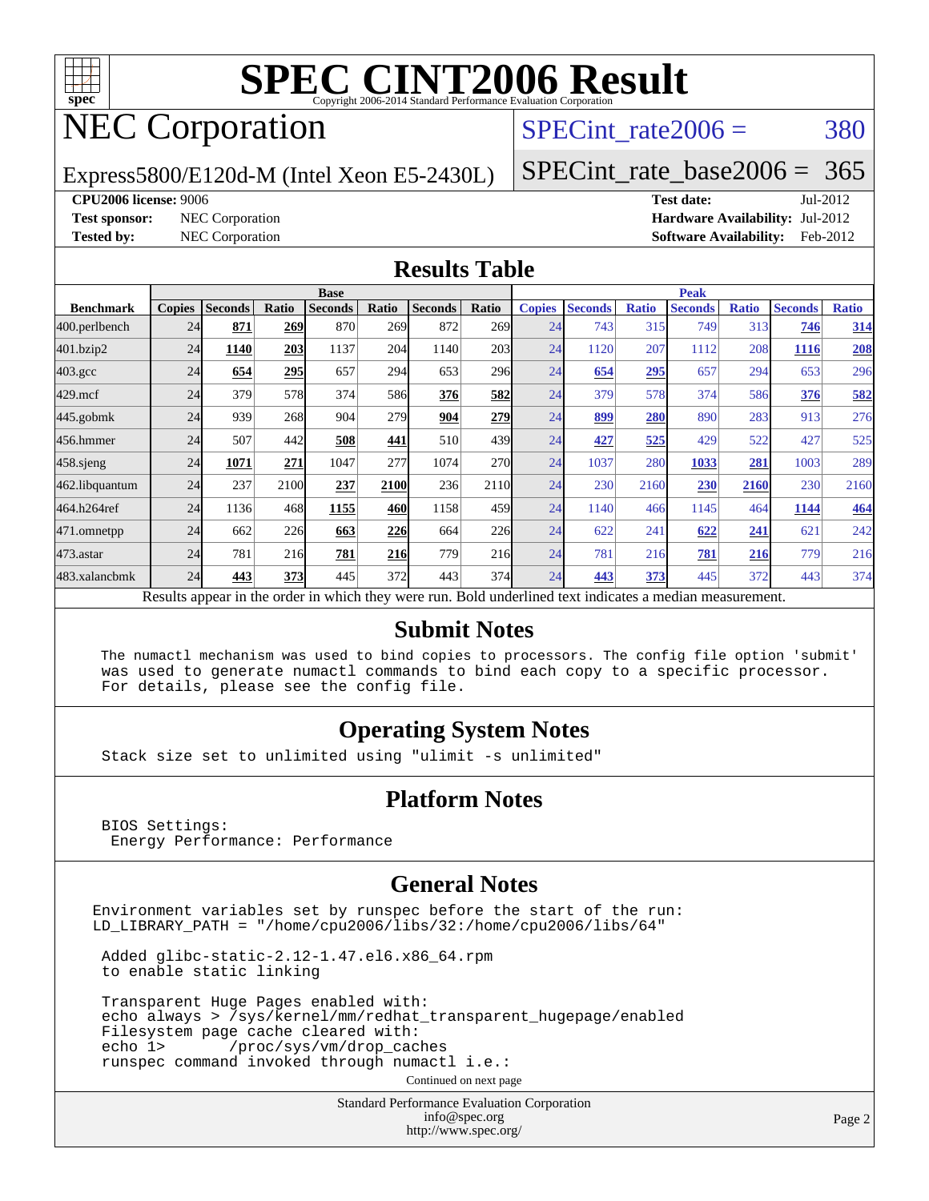# SPEC CINT2006 Result

Copyright 2006-2014 Standard Performance Evaluation Corporation

## NEC Corporation

Express5800/E120d-M (Intel Xeon E5-2430L)

SPECint_rate2006 = 380

SPECint_rate_base2006 = 365

**CPU2006 license:** 9006

**Test sponsor:** NEC Corporation

**Tested by:** NEC Corporation

**Test date:** Jul-2012

**Hardware Availability:** Jul-2012

**Software Availability:** Feb-2012

## Results Table

| Benchmark | Base | | | | | | | Peak | | | | | | |
|---|---|---|---|---|---|---|---|---|---|---|---|---|---|---|
| | Copies | Seconds | Ratio | Seconds | Ratio | Seconds | Ratio | Copies | Seconds | Ratio | Seconds | Ratio | Seconds | Ratio |
| 400.perlbench | 24 | **871** | **269** | 870 | 269 | 872 | 269 | 24 | 743 | 315 | 749 | 313 | **746** | **314** |
| 401.bzip2 | 24 | **1140** | **203** | 1137 | 204 | 1140 | 203 | 24 | 1120 | 207 | 1112 | 208 | **1116** | **208** |
| 403.gcc | 24 | **654** | **295** | 657 | 294 | 653 | 296 | 24 | **654** | **295** | 657 | 294 | 653 | 296 |
| 429.mcf | 24 | 379 | 578 | 374 | 586 | **376** | **582** | 24 | 379 | 578 | 374 | 586 | **376** | **582** |
| 445.gobmk | 24 | 939 | 268 | 904 | 279 | **904** | **279** | 24 | **899** | **280** | 890 | 283 | 913 | 276 |
| 456.hmmer | 24 | 507 | 442 | **508** | **441** | 510 | 439 | 24 | **427** | **525** | 429 | 522 | 427 | 525 |
| 458.sjeng | 24 | **1071** | **271** | 1047 | 277 | 1074 | 270 | 24 | 1037 | 280 | **1033** | **281** | 1003 | 289 |
| 462.libquantum | 24 | 237 | 2100 | **237** | **2100** | 236 | 2110 | 24 | 230 | 2160 | **230** | **2160** | 230 | 2160 |
| 464.h264ref | 24 | 1136 | 468 | **1155** | **460** | 1158 | 459 | 24 | 1140 | 466 | 1145 | 464 | **1144** | **464** |
| 471.omnetpp | 24 | 662 | 226 | **663** | **226** | 664 | 226 | 24 | 622 | 241 | **622** | **241** | 621 | 242 |
| 473.astar | 24 | 781 | 216 | **781** | **216** | 779 | 216 | 24 | 781 | 216 | **781** | **216** | 779 | 216 |
| 483.xalancbmk | 24 | **443** | **373** | 445 | 372 | 443 | 374 | 24 | **443** | **373** | 445 | 372 | 443 | 374 |

Results appear in the order in which they were run. Bold underlined text indicates a median measurement.

## Submit Notes

```
The numactl mechanism was used to bind copies to processors. The config file option 'submit'
was used to generate numactl commands to bind each copy to a specific processor.
For details, please see the config file.
```

## Operating System Notes

```
Stack size set to unlimited using "ulimit -s unlimited"
```

## Platform Notes

```
BIOS Settings:
 Energy Performance: Performance
```

## General Notes

```
Environment variables set by runspec before the start of the run:
LD_LIBRARY_PATH = "/home/cpu2006/libs/32:/home/cpu2006/libs/64"

 Added glibc-static-2.12-1.47.el6.x86_64.rpm
 to enable static linking

 Transparent Huge Pages enabled with:
 echo always > /sys/kernel/mm/redhat_transparent_hugepage/enabled
 Filesystem page cache cleared with:
 echo 1>       /proc/sys/vm/drop_caches
 runspec command invoked through numactl i.e.:
```

Continued on next page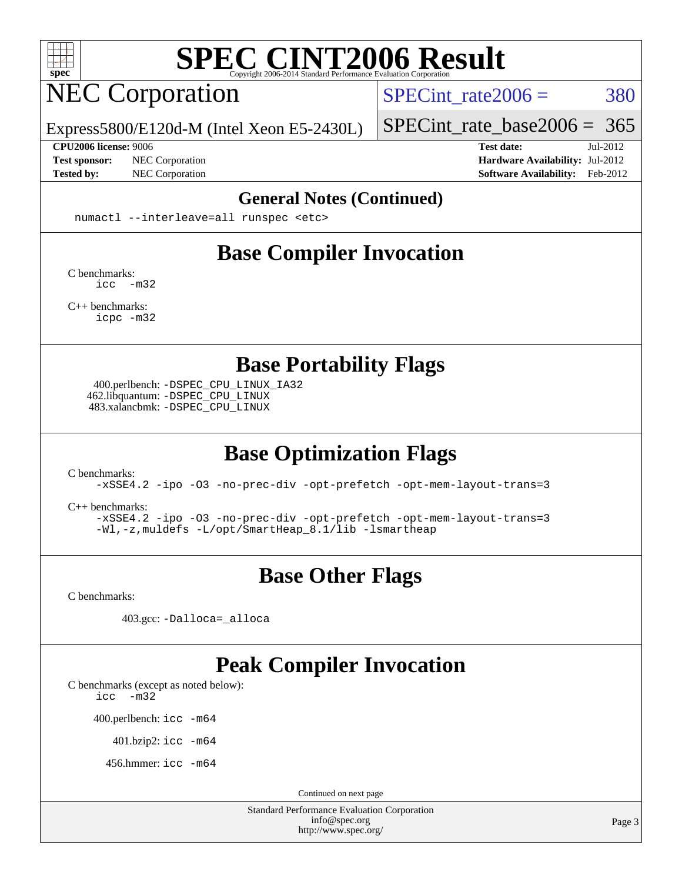# SPEC CINT2006 Result

## NEC Corporation

Express5800/E120d-M (Intel Xeon E5-2430L)

SPECint_rate2006 = 380

SPECint_rate_base2006 = 365

**CPU2006 license:** 9006
**Test sponsor:** NEC Corporation
**Tested by:** NEC Corporation

**Test date:** Jul-2012
**Hardware Availability:** Jul-2012
**Software Availability:** Feb-2012

## General Notes (Continued)

```
numactl --interleave=all runspec <etc>
```

## Base Compiler Invocation

C benchmarks:
```
icc -m32
```

C++ benchmarks:
```
icpc -m32
```

## Base Portability Flags

400.perlbench: `-DSPEC_CPU_LINUX_IA32`
462.libquantum: `-DSPEC_CPU_LINUX`
483.xalancbmk: `-DSPEC_CPU_LINUX`

## Base Optimization Flags

C benchmarks:
```
-xSSE4.2 -ipo -O3 -no-prec-div -opt-prefetch -opt-mem-layout-trans=3
```

C++ benchmarks:
```
-xSSE4.2 -ipo -O3 -no-prec-div -opt-prefetch -opt-mem-layout-trans=3
-Wl,-z,muldefs -L/opt/SmartHeap_8.1/lib -lsmartheap
```

## Base Other Flags

C benchmarks:

403.gcc: `-Dalloca=_alloca`

## Peak Compiler Invocation

C benchmarks (except as noted below):
```
icc -m32
```

400.perlbench: `icc -m64`

401.bzip2: `icc -m64`

456.hmmer: `icc -m64`

Continued on next page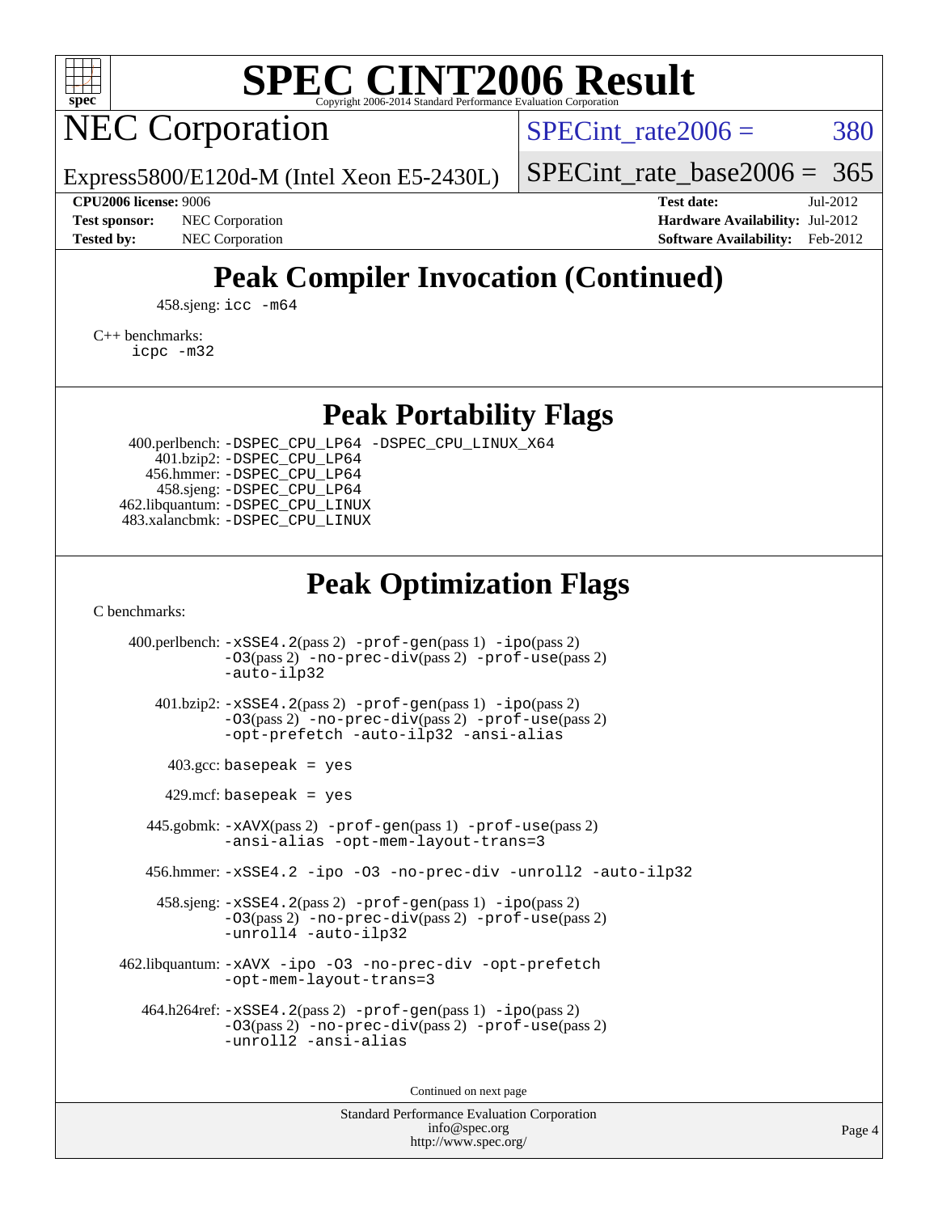# SPEC CINT2006 Result

Copyright 2006-2014 Standard Performance Evaluation Corporation

## NEC Corporation

Express5800/E120d-M (Intel Xeon E5-2430L)

SPECint_rate2006 = 380

SPECint_rate_base2006 = 365

**CPU2006 license:** 9006
**Test sponsor:** NEC Corporation
**Tested by:** NEC Corporation

**Test date:** Jul-2012
**Hardware Availability:** Jul-2012
**Software Availability:** Feb-2012

## Peak Compiler Invocation (Continued)

458.sjeng: `icc -m64`

C++ benchmarks:
`icpc -m32`

## Peak Portability Flags

400.perlbench: `-DSPEC_CPU_LP64 -DSPEC_CPU_LINUX_X64`
401.bzip2: `-DSPEC_CPU_LP64`
456.hmmer: `-DSPEC_CPU_LP64`
458.sjeng: `-DSPEC_CPU_LP64`
462.libquantum: `-DSPEC_CPU_LINUX`
483.xalancbmk: `-DSPEC_CPU_LINUX`

## Peak Optimization Flags

C benchmarks:

400.perlbench: `-xSSE4.2`(pass 2) `-prof-gen`(pass 1) `-ipo`(pass 2) `-O3`(pass 2) `-no-prec-div`(pass 2) `-prof-use`(pass 2) `-auto-ilp32`

401.bzip2: `-xSSE4.2`(pass 2) `-prof-gen`(pass 1) `-ipo`(pass 2) `-O3`(pass 2) `-no-prec-div`(pass 2) `-prof-use`(pass 2) `-opt-prefetch -auto-ilp32 -ansi-alias`

403.gcc: `basepeak = yes`

429.mcf: `basepeak = yes`

445.gobmk: `-xAVX`(pass 2) `-prof-gen`(pass 1) `-prof-use`(pass 2) `-ansi-alias -opt-mem-layout-trans=3`

456.hmmer: `-xSSE4.2 -ipo -O3 -no-prec-div -unroll2 -auto-ilp32`

458.sjeng: `-xSSE4.2`(pass 2) `-prof-gen`(pass 1) `-ipo`(pass 2) `-O3`(pass 2) `-no-prec-div`(pass 2) `-prof-use`(pass 2) `-unroll4 -auto-ilp32`

462.libquantum: `-xAVX -ipo -O3 -no-prec-div -opt-prefetch -opt-mem-layout-trans=3`

464.h264ref: `-xSSE4.2`(pass 2) `-prof-gen`(pass 1) `-ipo`(pass 2) `-O3`(pass 2) `-no-prec-div`(pass 2) `-prof-use`(pass 2) `-unroll2 -ansi-alias`

Continued on next page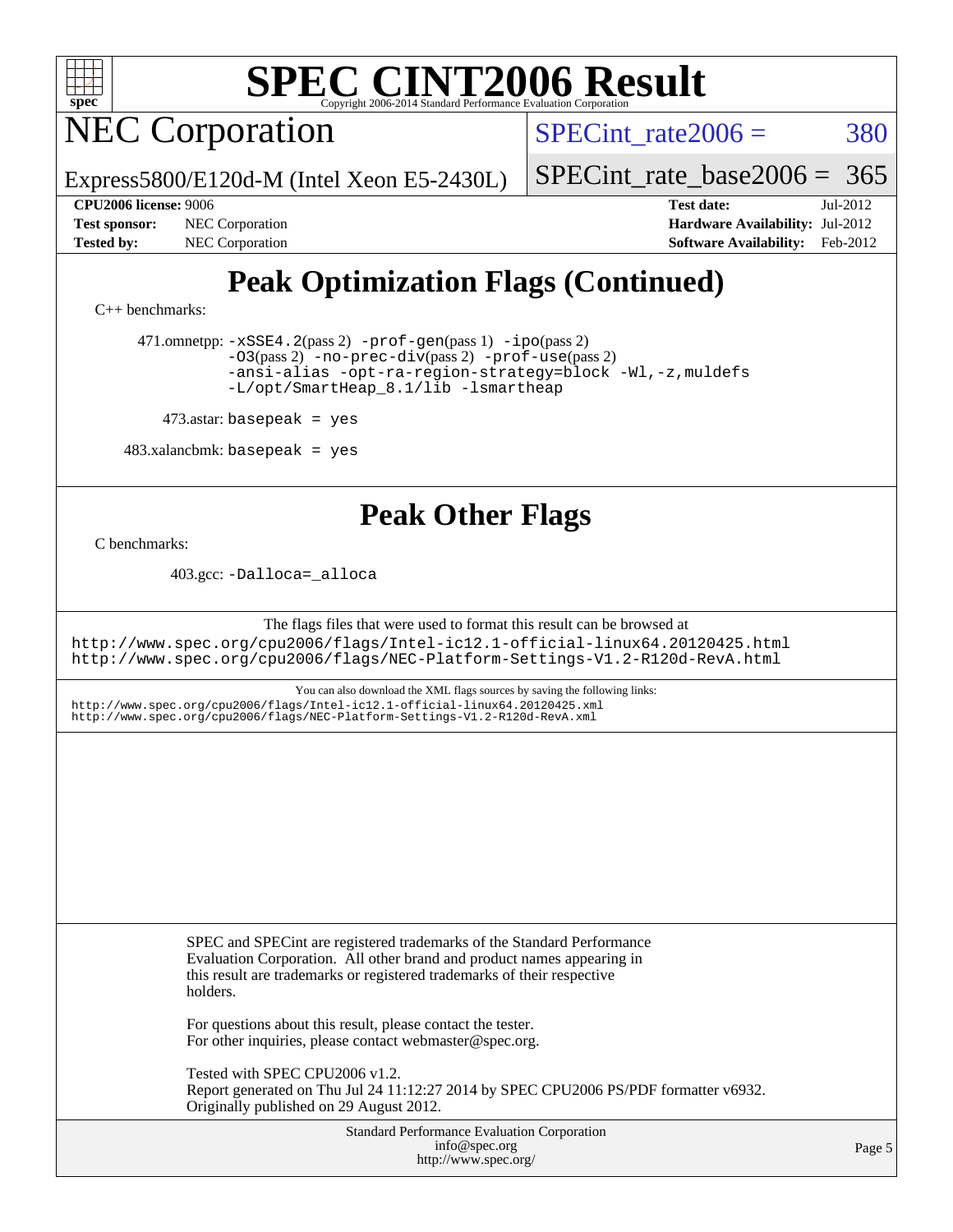## Peak Optimization Flags (Continued)

C++ benchmarks:

471.omnetpp: -xSSE4.2(pass 2) -prof-gen(pass 1) -ipo(pass 2) -O3(pass 2) -no-prec-div(pass 2) -prof-use(pass 2) -ansi-alias -opt-ra-region-strategy=block -Wl,-z,muldefs -L/opt/SmartHeap_8.1/lib -lsmartheap

473.astar: basepeak = yes

483.xalancbmk: basepeak = yes

## Peak Other Flags

C benchmarks:

403.gcc: -Dalloca=_alloca

The flags files that were used to format this result can be browsed at
http://www.spec.org/cpu2006/flags/Intel-ic12.1-official-linux64.20120425.html
http://www.spec.org/cpu2006/flags/NEC-Platform-Settings-V1.2-R120d-RevA.html

You can also download the XML flags sources by saving the following links:
http://www.spec.org/cpu2006/flags/Intel-ic12.1-official-linux64.20120425.xml
http://www.spec.org/cpu2006/flags/NEC-Platform-Settings-V1.2-R120d-RevA.xml

SPEC and SPECint are registered trademarks of the Standard Performance Evaluation Corporation. All other brand and product names appearing in this result are trademarks or registered trademarks of their respective holders.

For questions about this result, please contact the tester.
For other inquiries, please contact webmaster@spec.org.

Tested with SPEC CPU2006 v1.2.
Report generated on Thu Jul 24 11:12:27 2014 by SPEC CPU2006 PS/PDF formatter v6932.
Originally published on 29 August 2012.